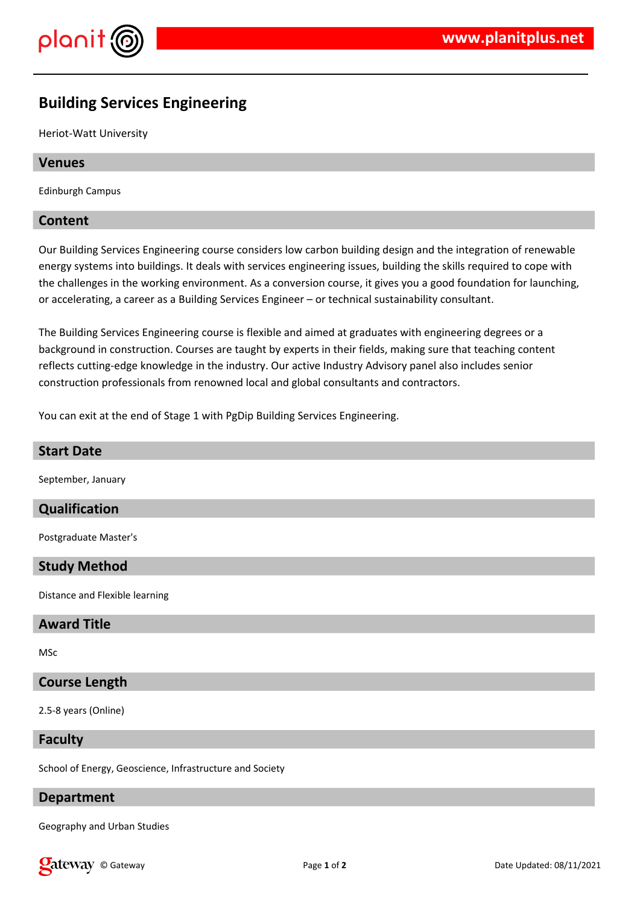# Building Services Engineering

Heriot-Watt University

## Venues

Edinburgh Campus

## Content

Our Building Services Engineering course considers low carbon building design and the integration of renewable energy systems into buildings. It deals with services engineering issues, building the skills required to cope with the challenges in the working environment. As a conversion course, it gives you a good foundation for launching, or accelerating, a career as a Building Services Engineer – or technical sustainability consultant.

The Building Services Engineering course is flexible and aimed at graduates with engineering degrees or a background in construction. Courses are taught by experts in their fields, making sure that teaching content reflects cutting-edge knowledge in the industry. Our active Industry Advisory panel also includes senior construction professionals from renowned local and global consultants and contractors.

You can exit at the end of Stage 1 with PgDip Building Services Engineering.

## Start Date

September, January

## Qualification

Postgraduate Master's

## Study Method

Distance and Flexible learning

## Award Title

MSc

## Course Length

2.5-8 years (Online)

## Faculty

School of Energy, Geoscience, Infrastructure and Society

## Department

Geography and Urban Studies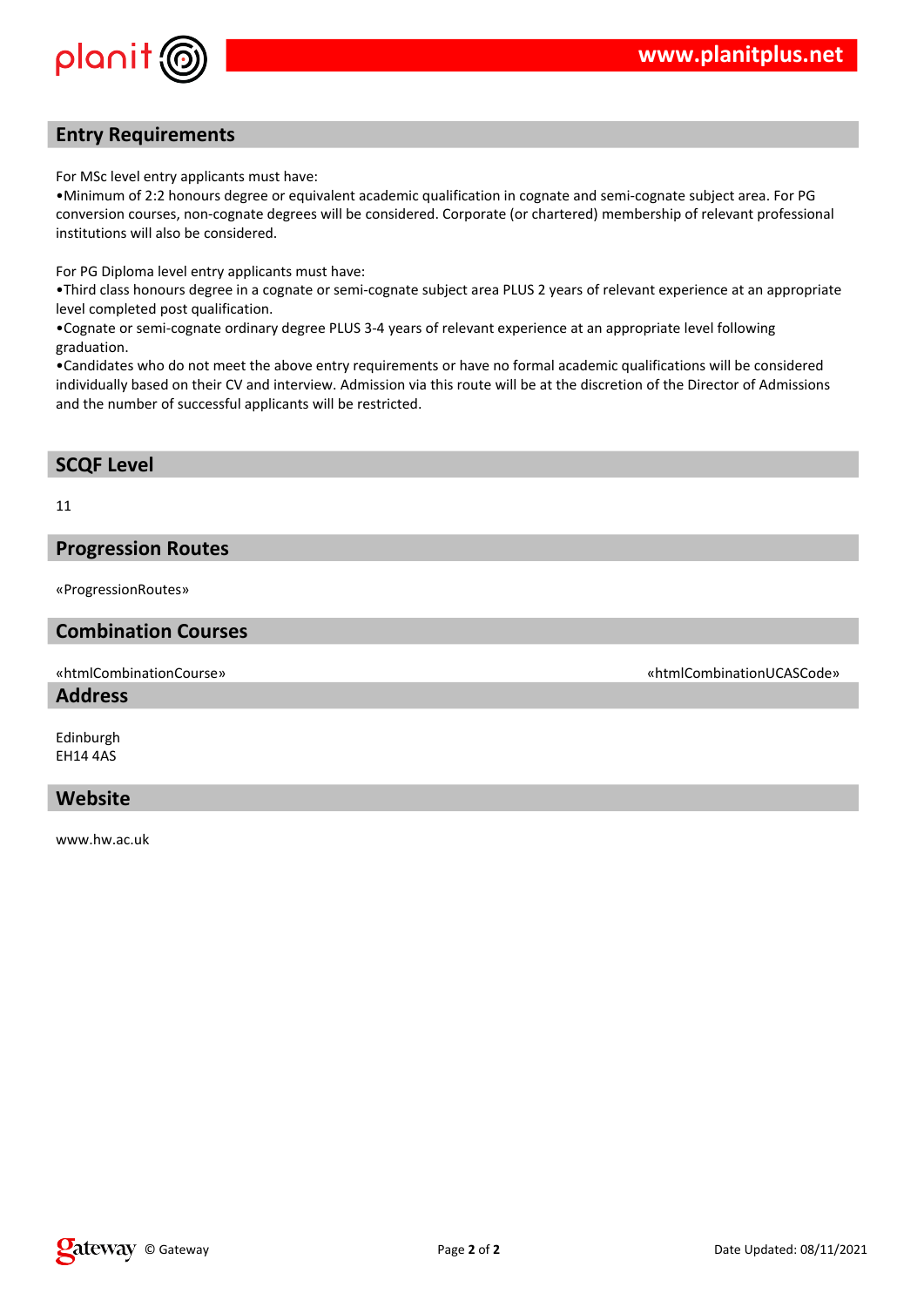## Entry Requirements

For MSc level entry applicants must have:

•Minimum of 2:2 honours degree or equivalent academic qualification in cognate and semi-cognate subject area. For PG conversion courses, non-cognate degrees will be considered. Corporate (or chartered) membership of relevant professional institutions will also be considered.

For PG Diploma level entry applicants must have:

•Third class honours degree in a cognate or semi-cognate subject area PLUS 2 years of relevant experience at an appropriate level completed post qualification.

•Cognate or semi-cognate ordinary degree PLUS 3-4 years of relevant experience at an appropriate level following graduation.

•Candidates who do not meet the above entry requirements or have no formal academic qualifications will be considered individually based on their CV and interview. Admission via this route will be at the discretion of the Director of Admissions and the number of successful applicants will be restricted.

## SCQF Level

11

## Progression Routes

«ProgressionRoutes»

## Combination Courses

«htmlCombinationCourse» «htmlCombinationUCASCode»

## Address

Edinburgh
EH14 4AS

## Website

www.hw.ac.uk